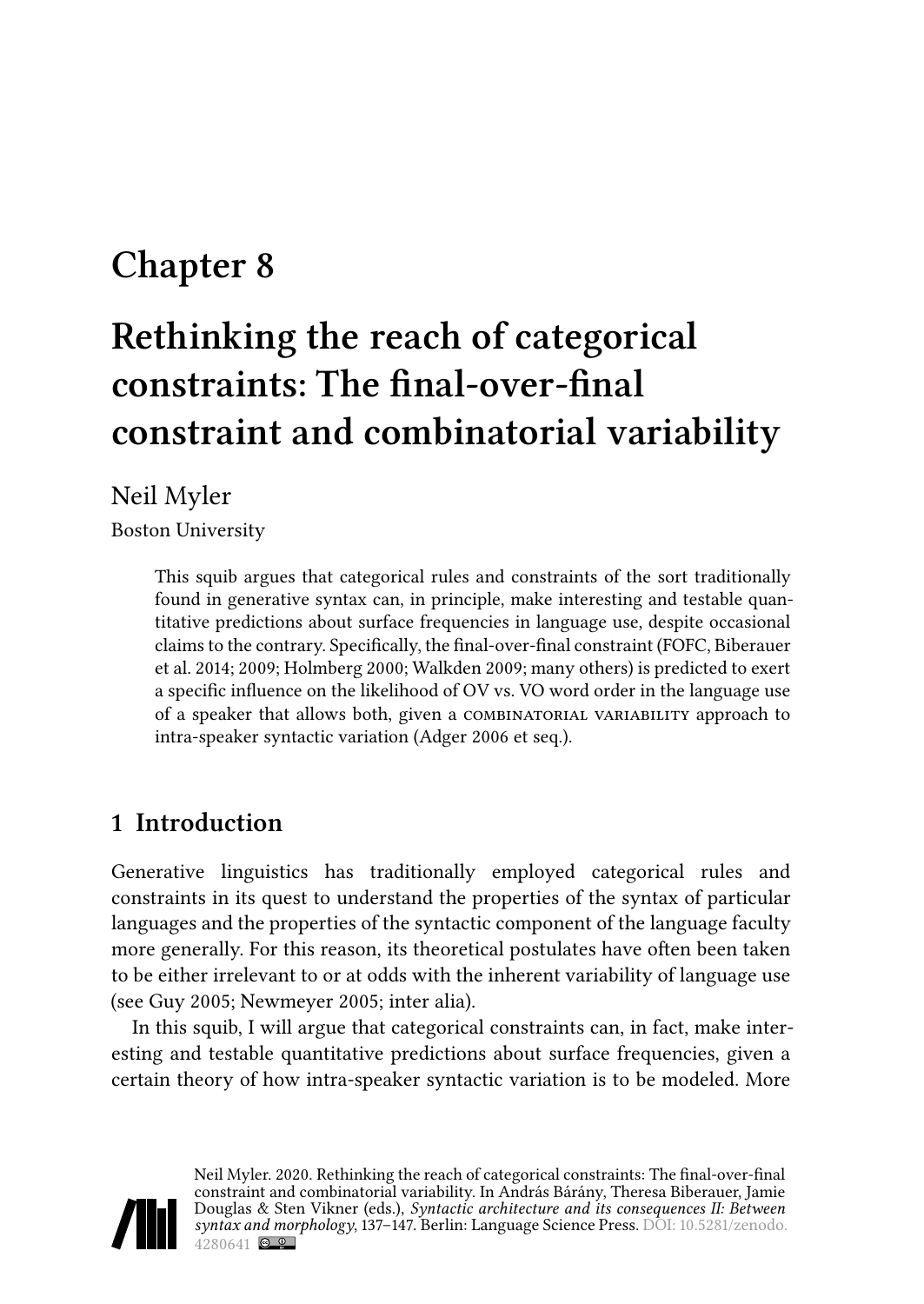# Chapter 8

# Rethinking the reach of categorical constraints: The final-over-final constraint and combinatorial variability

Neil Myler

Boston University

> This squib argues that categorical rules and constraints of the sort traditionally found in generative syntax can, in principle, make interesting and testable quantitative predictions about surface frequencies in language use, despite occasional claims to the contrary. Specifically, the final-over-final constraint (FOFC, Biberauer et al. 2014; 2009; Holmberg 2000; Walkden 2009; many others) is predicted to exert a specific influence on the likelihood of OV vs. VO word order in the language use of a speaker that allows both, given a COMBINATORIAL VARIABILITY approach to intra-speaker syntactic variation (Adger 2006 et seq.).

## 1 Introduction

Generative linguistics has traditionally employed categorical rules and constraints in its quest to understand the properties of the syntax of particular languages and the properties of the syntactic component of the language faculty more generally. For this reason, its theoretical postulates have often been taken to be either irrelevant to or at odds with the inherent variability of language use (see Guy 2005; Newmeyer 2005; inter alia).

In this squib, I will argue that categorical constraints can, in fact, make interesting and testable quantitative predictions about surface frequencies, given a certain theory of how intra-speaker syntactic variation is to be modeled. More

Neil Myler. 2020. Rethinking the reach of categorical constraints: The final-over-final constraint and combinatorial variability. In András Bárány, Theresa Biberauer, Jamie Douglas & Sten Vikner (eds.), *Syntactic architecture and its consequences II: Between syntax and morphology*, 137–147. Berlin: Language Science Press. DOI: 10.5281/zenodo.4280641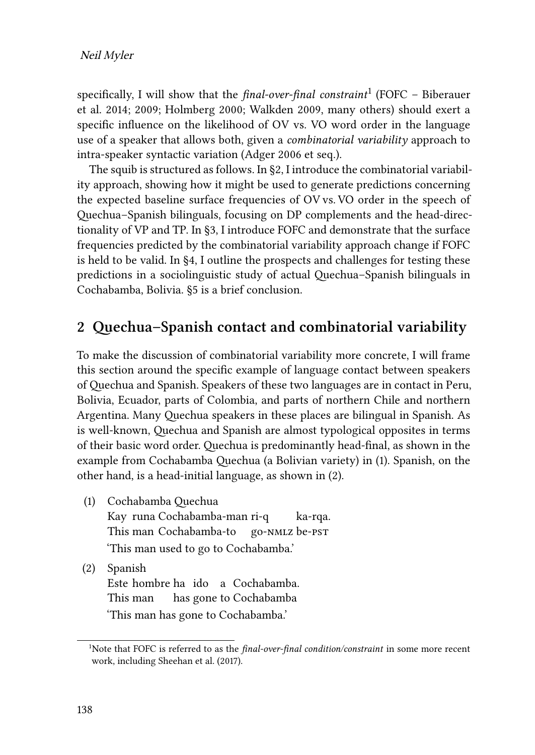specifically, I will show that the *final-over-final constraint*[1] (FOFC – Biberauer et al. 2014; 2009; Holmberg 2000; Walkden 2009, many others) should exert a specific influence on the likelihood of OV vs. VO word order in the language use of a speaker that allows both, given a *combinatorial variability* approach to intra-speaker syntactic variation (Adger 2006 et seq.).

The squib is structured as follows. In §2, I introduce the combinatorial variability approach, showing how it might be used to generate predictions concerning the expected baseline surface frequencies of OV vs. VO order in the speech of Quechua–Spanish bilinguals, focusing on DP complements and the head-directionality of VP and TP. In §3, I introduce FOFC and demonstrate that the surface frequencies predicted by the combinatorial variability approach change if FOFC is held to be valid. In §4, I outline the prospects and challenges for testing these predictions in a sociolinguistic study of actual Quechua–Spanish bilinguals in Cochabamba, Bolivia. §5 is a brief conclusion.

## 2 Quechua–Spanish contact and combinatorial variability

To make the discussion of combinatorial variability more concrete, I will frame this section around the specific example of language contact between speakers of Quechua and Spanish. Speakers of these two languages are in contact in Peru, Bolivia, Ecuador, parts of Colombia, and parts of northern Chile and northern Argentina. Many Quechua speakers in these places are bilingual in Spanish. As is well-known, Quechua and Spanish are almost typological opposites in terms of their basic word order. Quechua is predominantly head-final, as shown in the example from Cochabamba Quechua (a Bolivian variety) in (1). Spanish, on the other hand, is a head-initial language, as shown in (2).

(1) Cochabamba Quechua
    Kay runa Cochabamba-man ri-q ka-rqa.
    This man Cochabamba-to go-NMLZ be-PST
    'This man used to go to Cochabamba.'

(2) Spanish
    Este hombre ha ido a Cochabamba.
    This man has gone to Cochabamba
    'This man has gone to Cochabamba.'

[1] Note that FOFC is referred to as the *final-over-final condition/constraint* in some more recent work, including Sheehan et al. (2017).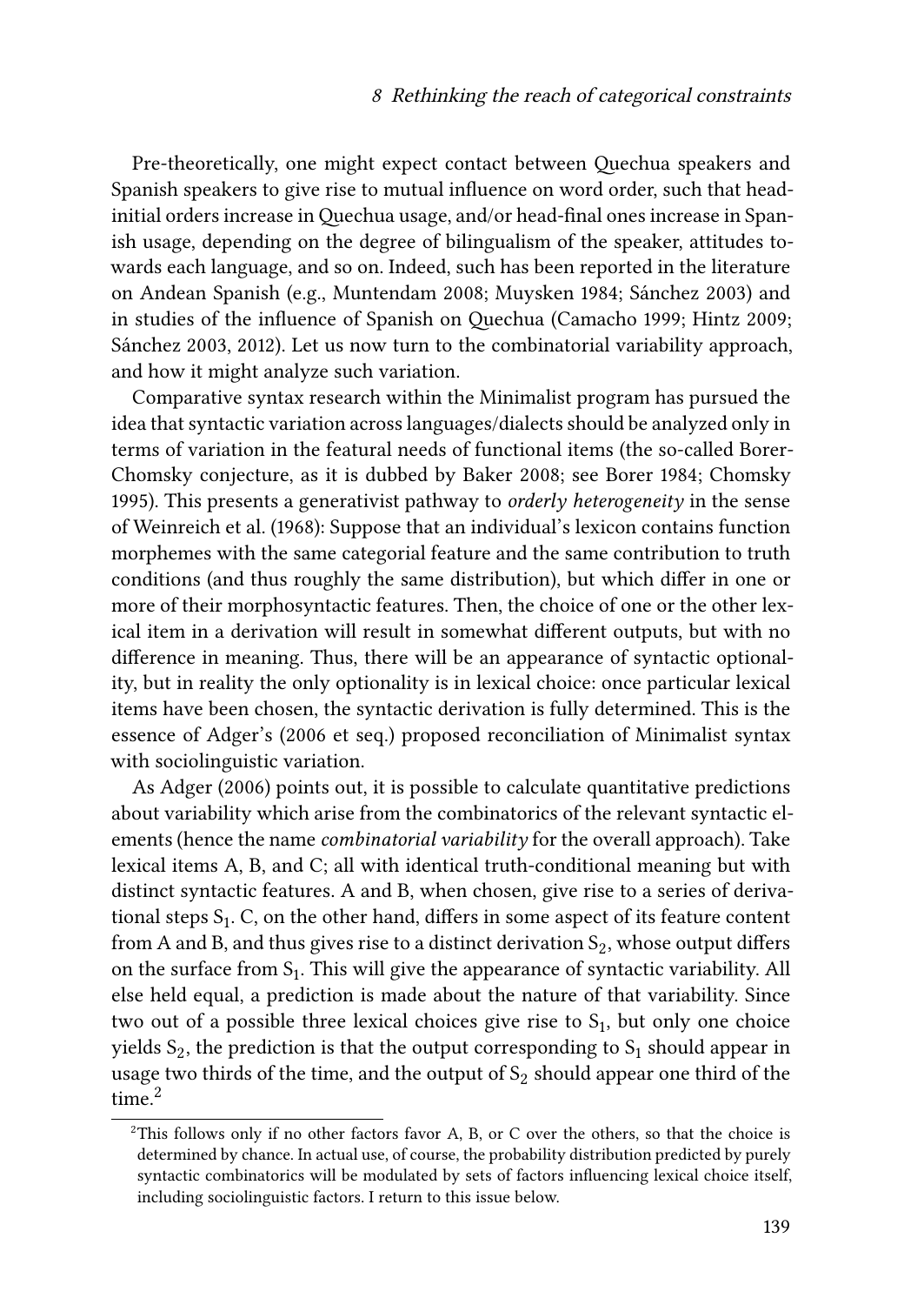Pre-theoretically, one might expect contact between Quechua speakers and Spanish speakers to give rise to mutual influence on word order, such that head-initial orders increase in Quechua usage, and/or head-final ones increase in Spanish usage, depending on the degree of bilingualism of the speaker, attitudes towards each language, and so on. Indeed, such has been reported in the literature on Andean Spanish (e.g., Muntendam 2008; Muysken 1984; Sánchez 2003) and in studies of the influence of Spanish on Quechua (Camacho 1999; Hintz 2009; Sánchez 2003, 2012). Let us now turn to the combinatorial variability approach, and how it might analyze such variation.

Comparative syntax research within the Minimalist program has pursued the idea that syntactic variation across languages/dialects should be analyzed only in terms of variation in the featural needs of functional items (the so-called Borer-Chomsky conjecture, as it is dubbed by Baker 2008; see Borer 1984; Chomsky 1995). This presents a generativist pathway to *orderly heterogeneity* in the sense of Weinreich et al. (1968): Suppose that an individual's lexicon contains function morphemes with the same categorial feature and the same contribution to truth conditions (and thus roughly the same distribution), but which differ in one or more of their morphosyntactic features. Then, the choice of one or the other lexical item in a derivation will result in somewhat different outputs, but with no difference in meaning. Thus, there will be an appearance of syntactic optionality, but in reality the only optionality is in lexical choice: once particular lexical items have been chosen, the syntactic derivation is fully determined. This is the essence of Adger's (2006 et seq.) proposed reconciliation of Minimalist syntax with sociolinguistic variation.

As Adger (2006) points out, it is possible to calculate quantitative predictions about variability which arise from the combinatorics of the relevant syntactic elements (hence the name *combinatorial variability* for the overall approach). Take lexical items A, B, and C; all with identical truth-conditional meaning but with distinct syntactic features. A and B, when chosen, give rise to a series of derivational steps $S_1$. C, on the other hand, differs in some aspect of its feature content from A and B, and thus gives rise to a distinct derivation $S_2$, whose output differs on the surface from $S_1$. This will give the appearance of syntactic variability. All else held equal, a prediction is made about the nature of that variability. Since two out of a possible three lexical choices give rise to $S_1$, but only one choice yields $S_2$, the prediction is that the output corresponding to $S_1$ should appear in usage two thirds of the time, and the output of $S_2$ should appear one third of the time.[2]

[2]This follows only if no other factors favor A, B, or C over the others, so that the choice is determined by chance. In actual use, of course, the probability distribution predicted by purely syntactic combinatorics will be modulated by sets of factors influencing lexical choice itself, including sociolinguistic factors. I return to this issue below.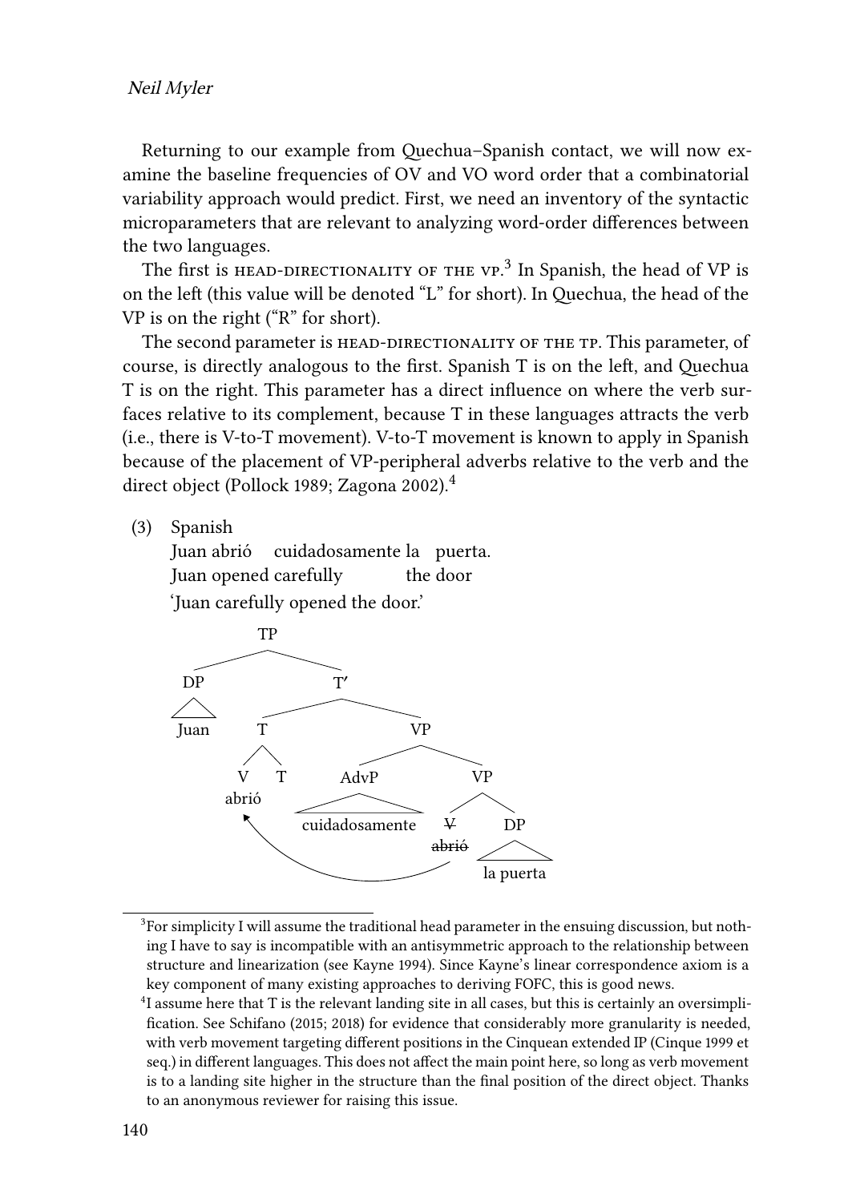Returning to our example from Quechua–Spanish contact, we will now examine the baseline frequencies of OV and VO word order that a combinatorial variability approach would predict. First, we need an inventory of the syntactic microparameters that are relevant to analyzing word-order differences between the two languages.

The first is HEAD-DIRECTIONALITY OF THE VP.[3] In Spanish, the head of VP is on the left (this value will be denoted "L" for short). In Quechua, the head of the VP is on the right ("R" for short).

The second parameter is HEAD-DIRECTIONALITY OF THE TP. This parameter, of course, is directly analogous to the first. Spanish T is on the left, and Quechua T is on the right. This parameter has a direct influence on where the verb surfaces relative to its complement, because T in these languages attracts the verb (i.e., there is V-to-T movement). V-to-T movement is known to apply in Spanish because of the placement of VP-peripheral adverbs relative to the verb and the direct object (Pollock 1989; Zagona 2002).[4]

(3) Spanish
Juan abrió cuidadosamente la puerta.
Juan opened carefully the door
'Juan carefully opened the door.'

```
[TP [DP Juan] [T' [T [V abrió] T] [VP [AdvP cuidadosamente] [VP [V ~~abrió~~] [DP la puerta]]]]]
```
(V moves from the lower VP to T)

[3] For simplicity I will assume the traditional head parameter in the ensuing discussion, but nothing I have to say is incompatible with an antisymmetric approach to the relationship between structure and linearization (see Kayne 1994). Since Kayne's linear correspondence axiom is a key component of many existing approaches to deriving FOFC, this is good news.

[4] I assume here that T is the relevant landing site in all cases, but this is certainly an oversimplification. See Schifano (2015; 2018) for evidence that considerably more granularity is needed, with verb movement targeting different positions in the Cinquean extended IP (Cinque 1999 et seq.) in different languages. This does not affect the main point here, so long as verb movement is to a landing site higher in the structure than the final position of the direct object. Thanks to an anonymous reviewer for raising this issue.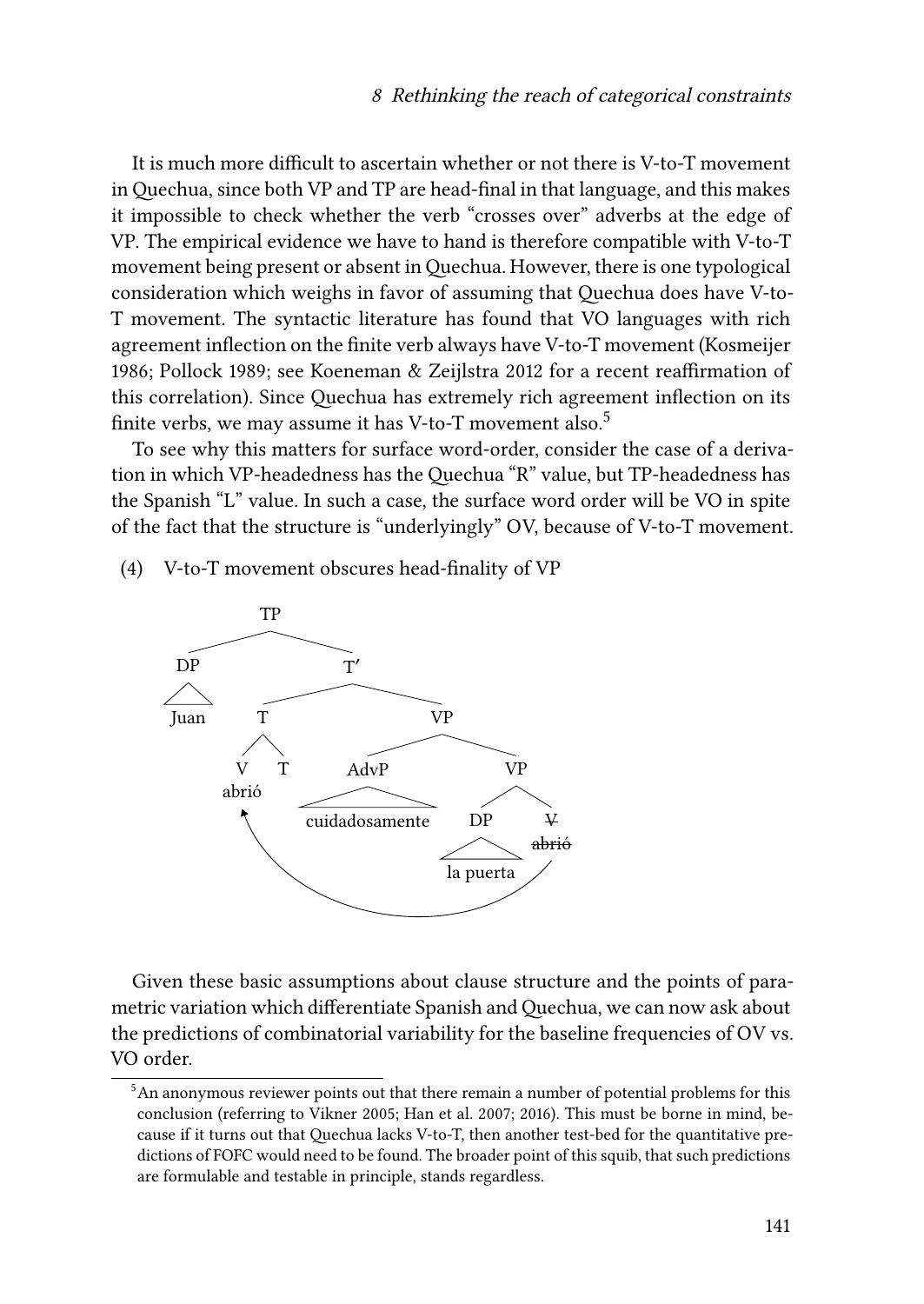It is much more difficult to ascertain whether or not there is V-to-T movement in Quechua, since both VP and TP are head-final in that language, and this makes it impossible to check whether the verb "crosses over" adverbs at the edge of VP. The empirical evidence we have to hand is therefore compatible with V-to-T movement being present or absent in Quechua. However, there is one typological consideration which weighs in favor of assuming that Quechua does have V-to-T movement. The syntactic literature has found that VO languages with rich agreement inflection on the finite verb always have V-to-T movement (Kosmeijer 1986; Pollock 1989; see Koeneman & Zeijlstra 2012 for a recent reaffirmation of this correlation). Since Quechua has extremely rich agreement inflection on its finite verbs, we may assume it has V-to-T movement also.[5]

To see why this matters for surface word-order, consider the case of a derivation in which VP-headedness has the Quechua "R" value, but TP-headedness has the Spanish "L" value. In such a case, the surface word order will be VO in spite of the fact that the structure is "underlyingly" OV, because of V-to-T movement.

(4) V-to-T movement obscures head-finality of VP

```
[TP [DP Juan] [T′ [T [V abrió] T] [VP [AdvP cuidadosamente] [VP [DP la puerta] [V ~~abrió~~]]]]]
```

Given these basic assumptions about clause structure and the points of parametric variation which differentiate Spanish and Quechua, we can now ask about the predictions of combinatorial variability for the baseline frequencies of OV vs. VO order.

[5] An anonymous reviewer points out that there remain a number of potential problems for this conclusion (referring to Vikner 2005; Han et al. 2007; 2016). This must be borne in mind, because if it turns out that Quechua lacks V-to-T, then another test-bed for the quantitative predictions of FOFC would need to be found. The broader point of this squib, that such predictions are formulable and testable in principle, stands regardless.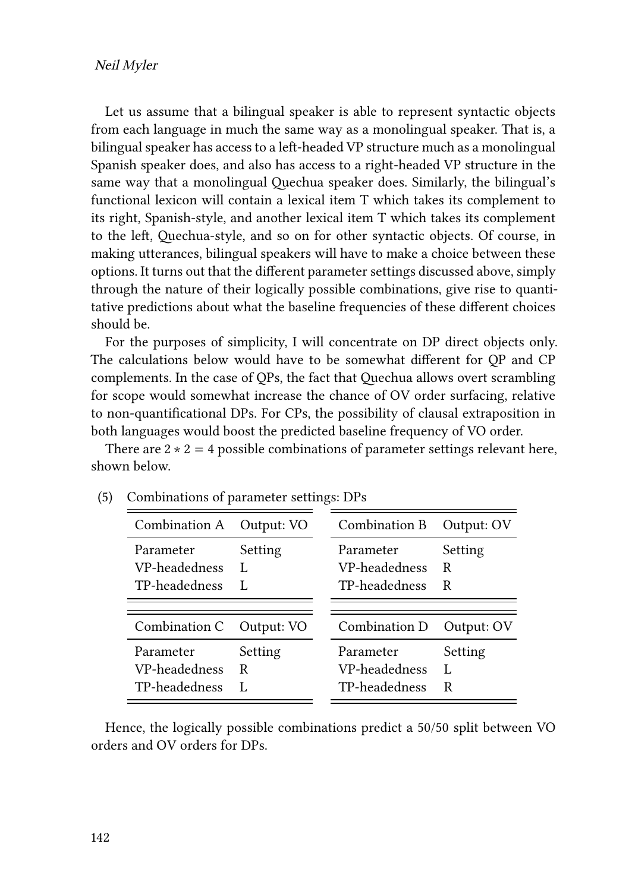Let us assume that a bilingual speaker is able to represent syntactic objects from each language in much the same way as a monolingual speaker. That is, a bilingual speaker has access to a left-headed VP structure much as a monolingual Spanish speaker does, and also has access to a right-headed VP structure in the same way that a monolingual Quechua speaker does. Similarly, the bilingual's functional lexicon will contain a lexical item T which takes its complement to its right, Spanish-style, and another lexical item T which takes its complement to the left, Quechua-style, and so on for other syntactic objects. Of course, in making utterances, bilingual speakers will have to make a choice between these options. It turns out that the different parameter settings discussed above, simply through the nature of their logically possible combinations, give rise to quantitative predictions about what the baseline frequencies of these different choices should be.

For the purposes of simplicity, I will concentrate on DP direct objects only. The calculations below would have to be somewhat different for QP and CP complements. In the case of QPs, the fact that Quechua allows overt scrambling for scope would somewhat increase the chance of OV order surfacing, relative to non-quantificational DPs. For CPs, the possibility of clausal extraposition in both languages would boost the predicted baseline frequency of VO order.

There are $2 * 2 = 4$ possible combinations of parameter settings relevant here, shown below.

(5) Combinations of parameter settings: DPs

| Combination A | Output: VO |
|---|---|
| Parameter | Setting |
| VP-headedness | L |
| TP-headedness | L |

| Combination B | Output: OV |
|---|---|
| Parameter | Setting |
| VP-headedness | R |
| TP-headedness | R |

| Combination C | Output: VO |
|---|---|
| Parameter | Setting |
| VP-headedness | R |
| TP-headedness | L |

| Combination D | Output: OV |
|---|---|
| Parameter | Setting |
| VP-headedness | L |
| TP-headedness | R |

Hence, the logically possible combinations predict a 50/50 split between VO orders and OV orders for DPs.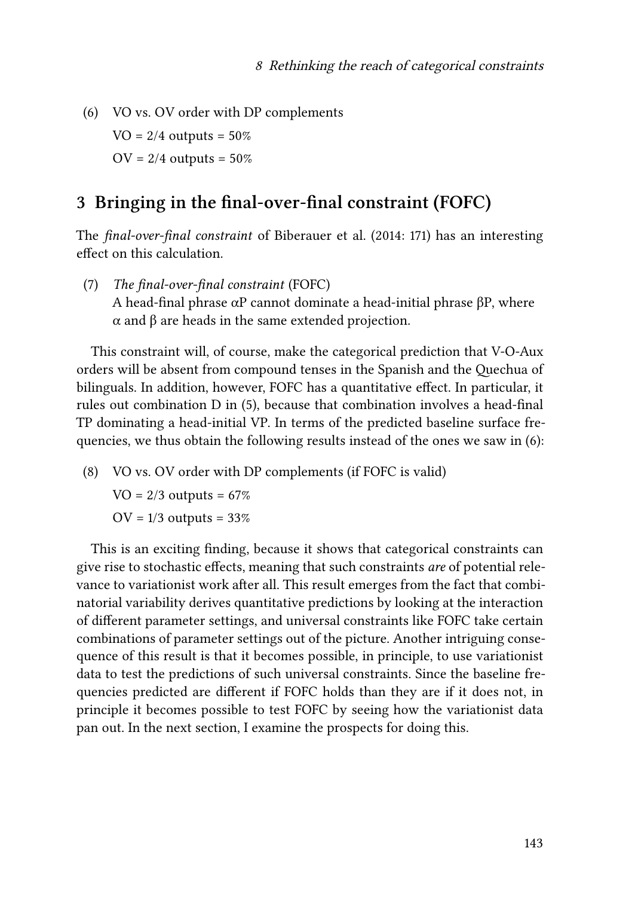(6) VO vs. OV order with DP complements

VO = 2/4 outputs = 50%

OV = 2/4 outputs = 50%

## 3 Bringing in the final-over-final constraint (FOFC)

The *final-over-final constraint* of Biberauer et al. (2014: 171) has an interesting effect on this calculation.

(7) *The final-over-final constraint* (FOFC)
A head-final phrase αP cannot dominate a head-initial phrase βP, where α and β are heads in the same extended projection.

This constraint will, of course, make the categorical prediction that V-O-Aux orders will be absent from compound tenses in the Spanish and the Quechua of bilinguals. In addition, however, FOFC has a quantitative effect. In particular, it rules out combination D in (5), because that combination involves a head-final TP dominating a head-initial VP. In terms of the predicted baseline surface frequencies, we thus obtain the following results instead of the ones we saw in (6):

(8) VO vs. OV order with DP complements (if FOFC is valid)

VO = 2/3 outputs = 67%

OV = 1/3 outputs = 33%

This is an exciting finding, because it shows that categorical constraints can give rise to stochastic effects, meaning that such constraints *are* of potential relevance to variationist work after all. This result emerges from the fact that combinatorial variability derives quantitative predictions by looking at the interaction of different parameter settings, and universal constraints like FOFC take certain combinations of parameter settings out of the picture. Another intriguing consequence of this result is that it becomes possible, in principle, to use variationist data to test the predictions of such universal constraints. Since the baseline frequencies predicted are different if FOFC holds than they are if it does not, in principle it becomes possible to test FOFC by seeing how the variationist data pan out. In the next section, I examine the prospects for doing this.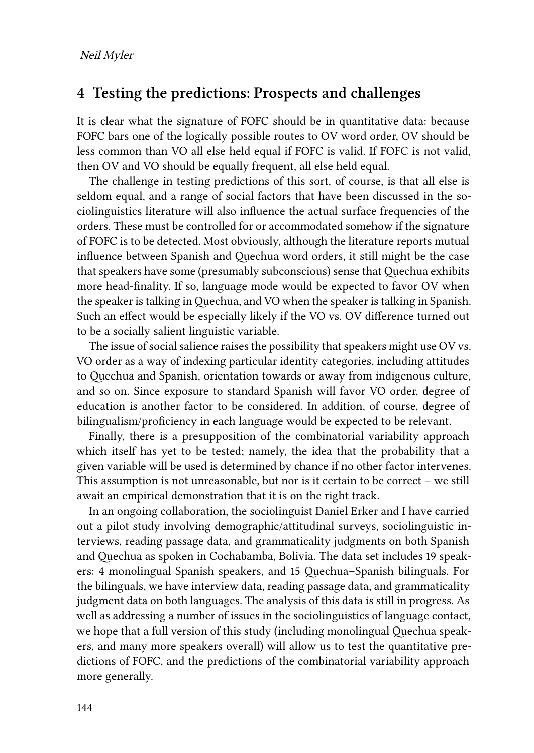## 4 Testing the predictions: Prospects and challenges

It is clear what the signature of FOFC should be in quantitative data: because FOFC bars one of the logically possible routes to OV word order, OV should be less common than VO all else held equal if FOFC is valid. If FOFC is not valid, then OV and VO should be equally frequent, all else held equal.

The challenge in testing predictions of this sort, of course, is that all else is seldom equal, and a range of social factors that have been discussed in the sociolinguistics literature will also influence the actual surface frequencies of the orders. These must be controlled for or accommodated somehow if the signature of FOFC is to be detected. Most obviously, although the literature reports mutual influence between Spanish and Quechua word orders, it still might be the case that speakers have some (presumably subconscious) sense that Quechua exhibits more head-finality. If so, language mode would be expected to favor OV when the speaker is talking in Quechua, and VO when the speaker is talking in Spanish. Such an effect would be especially likely if the VO vs. OV difference turned out to be a socially salient linguistic variable.

The issue of social salience raises the possibility that speakers might use OV vs. VO order as a way of indexing particular identity categories, including attitudes to Quechua and Spanish, orientation towards or away from indigenous culture, and so on. Since exposure to standard Spanish will favor VO order, degree of education is another factor to be considered. In addition, of course, degree of bilingualism/proficiency in each language would be expected to be relevant.

Finally, there is a presupposition of the combinatorial variability approach which itself has yet to be tested; namely, the idea that the probability that a given variable will be used is determined by chance if no other factor intervenes. This assumption is not unreasonable, but nor is it certain to be correct – we still await an empirical demonstration that it is on the right track.

In an ongoing collaboration, the sociolinguist Daniel Erker and I have carried out a pilot study involving demographic/attitudinal surveys, sociolinguistic interviews, reading passage data, and grammaticality judgments on both Spanish and Quechua as spoken in Cochabamba, Bolivia. The data set includes 19 speakers: 4 monolingual Spanish speakers, and 15 Quechua–Spanish bilinguals. For the bilinguals, we have interview data, reading passage data, and grammaticality judgment data on both languages. The analysis of this data is still in progress. As well as addressing a number of issues in the sociolinguistics of language contact, we hope that a full version of this study (including monolingual Quechua speakers, and many more speakers overall) will allow us to test the quantitative predictions of FOFC, and the predictions of the combinatorial variability approach more generally.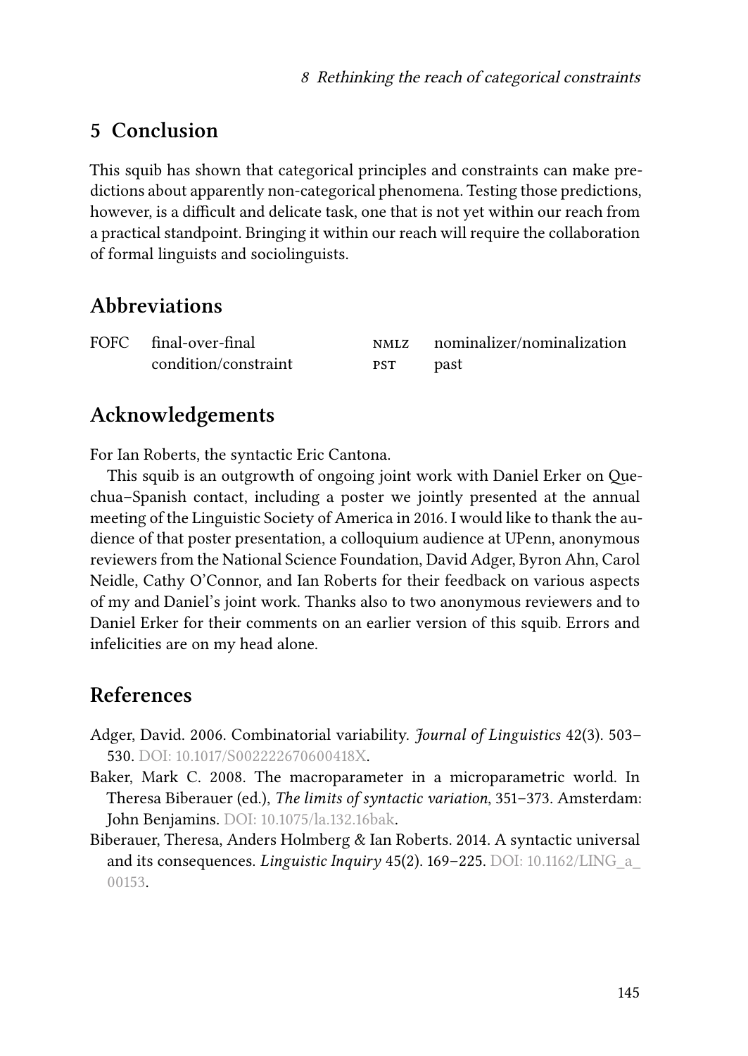## 5 Conclusion

This squib has shown that categorical principles and constraints can make predictions about apparently non-categorical phenomena. Testing those predictions, however, is a difficult and delicate task, one that is not yet within our reach from a practical standpoint. Bringing it within our reach will require the collaboration of formal linguists and sociolinguists.

## Abbreviations

| | | | |
|---|---|---|---|
| FOFC | final-over-final condition/constraint | NMLZ | nominalizer/nominalization |
| | | PST | past |

## Acknowledgements

For Ian Roberts, the syntactic Eric Cantona.

This squib is an outgrowth of ongoing joint work with Daniel Erker on Quechua–Spanish contact, including a poster we jointly presented at the annual meeting of the Linguistic Society of America in 2016. I would like to thank the audience of that poster presentation, a colloquium audience at UPenn, anonymous reviewers from the National Science Foundation, David Adger, Byron Ahn, Carol Neidle, Cathy O'Connor, and Ian Roberts for their feedback on various aspects of my and Daniel's joint work. Thanks also to two anonymous reviewers and to Daniel Erker for their comments on an earlier version of this squib. Errors and infelicities are on my head alone.

## References

Adger, David. 2006. Combinatorial variability. *Journal of Linguistics* 42(3). 503–530. DOI: 10.1017/S002222670600418X.

Baker, Mark C. 2008. The macroparameter in a microparametric world. In Theresa Biberauer (ed.), *The limits of syntactic variation*, 351–373. Amsterdam: John Benjamins. DOI: 10.1075/la.132.16bak.

Biberauer, Theresa, Anders Holmberg & Ian Roberts. 2014. A syntactic universal and its consequences. *Linguistic Inquiry* 45(2). 169–225. DOI: 10.1162/LING_a_00153.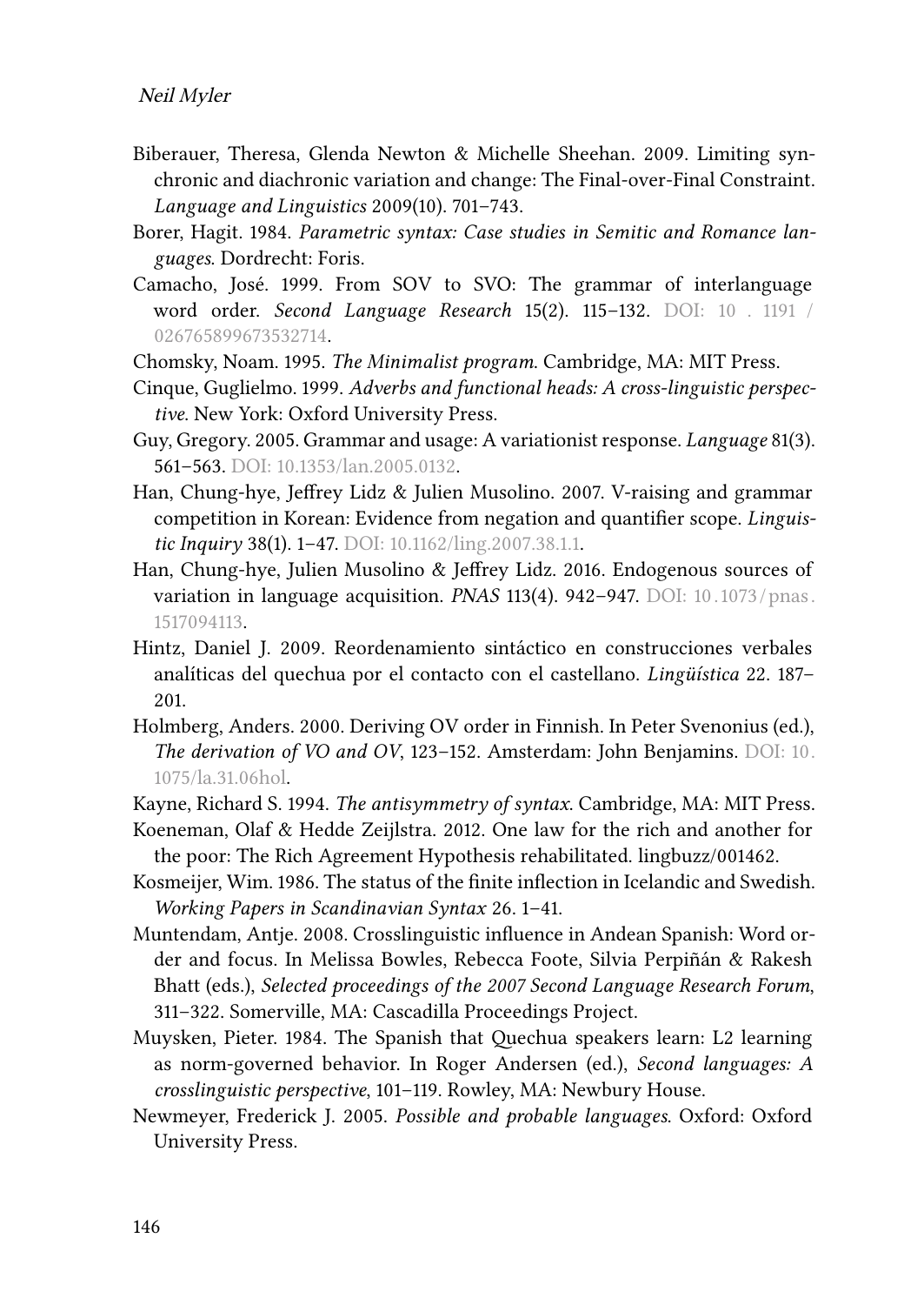Biberauer, Theresa, Glenda Newton & Michelle Sheehan. 2009. Limiting synchronic and diachronic variation and change: The Final-over-Final Constraint. *Language and Linguistics* 2009(10). 701–743.

Borer, Hagit. 1984. *Parametric syntax: Case studies in Semitic and Romance languages*. Dordrecht: Foris.

Camacho, José. 1999. From SOV to SVO: The grammar of interlanguage word order. *Second Language Research* 15(2). 115–132. DOI: 10.1191/026765899673532714.

Chomsky, Noam. 1995. *The Minimalist program*. Cambridge, MA: MIT Press.

Cinque, Guglielmo. 1999. *Adverbs and functional heads: A cross-linguistic perspective*. New York: Oxford University Press.

Guy, Gregory. 2005. Grammar and usage: A variationist response. *Language* 81(3). 561–563. DOI: 10.1353/lan.2005.0132.

Han, Chung-hye, Jeffrey Lidz & Julien Musolino. 2007. V-raising and grammar competition in Korean: Evidence from negation and quantifier scope. *Linguistic Inquiry* 38(1). 1–47. DOI: 10.1162/ling.2007.38.1.1.

Han, Chung-hye, Julien Musolino & Jeffrey Lidz. 2016. Endogenous sources of variation in language acquisition. *PNAS* 113(4). 942–947. DOI: 10.1073/pnas.1517094113.

Hintz, Daniel J. 2009. Reordenamiento sintáctico en construcciones verbales analíticas del quechua por el contacto con el castellano. *Lingüística* 22. 187–201.

Holmberg, Anders. 2000. Deriving OV order in Finnish. In Peter Svenonius (ed.), *The derivation of VO and OV*, 123–152. Amsterdam: John Benjamins. DOI: 10.1075/la.31.06hol.

Kayne, Richard S. 1994. *The antisymmetry of syntax*. Cambridge, MA: MIT Press.

Koeneman, Olaf & Hedde Zeijlstra. 2012. One law for the rich and another for the poor: The Rich Agreement Hypothesis rehabilitated. lingbuzz/001462.

Kosmeijer, Wim. 1986. The status of the finite inflection in Icelandic and Swedish. *Working Papers in Scandinavian Syntax* 26. 1–41.

Muntendam, Antje. 2008. Crosslinguistic influence in Andean Spanish: Word order and focus. In Melissa Bowles, Rebecca Foote, Silvia Perpiñán & Rakesh Bhatt (eds.), *Selected proceedings of the 2007 Second Language Research Forum*, 311–322. Somerville, MA: Cascadilla Proceedings Project.

Muysken, Pieter. 1984. The Spanish that Quechua speakers learn: L2 learning as norm-governed behavior. In Roger Andersen (ed.), *Second languages: A crosslinguistic perspective*, 101–119. Rowley, MA: Newbury House.

Newmeyer, Frederick J. 2005. *Possible and probable languages*. Oxford: Oxford University Press.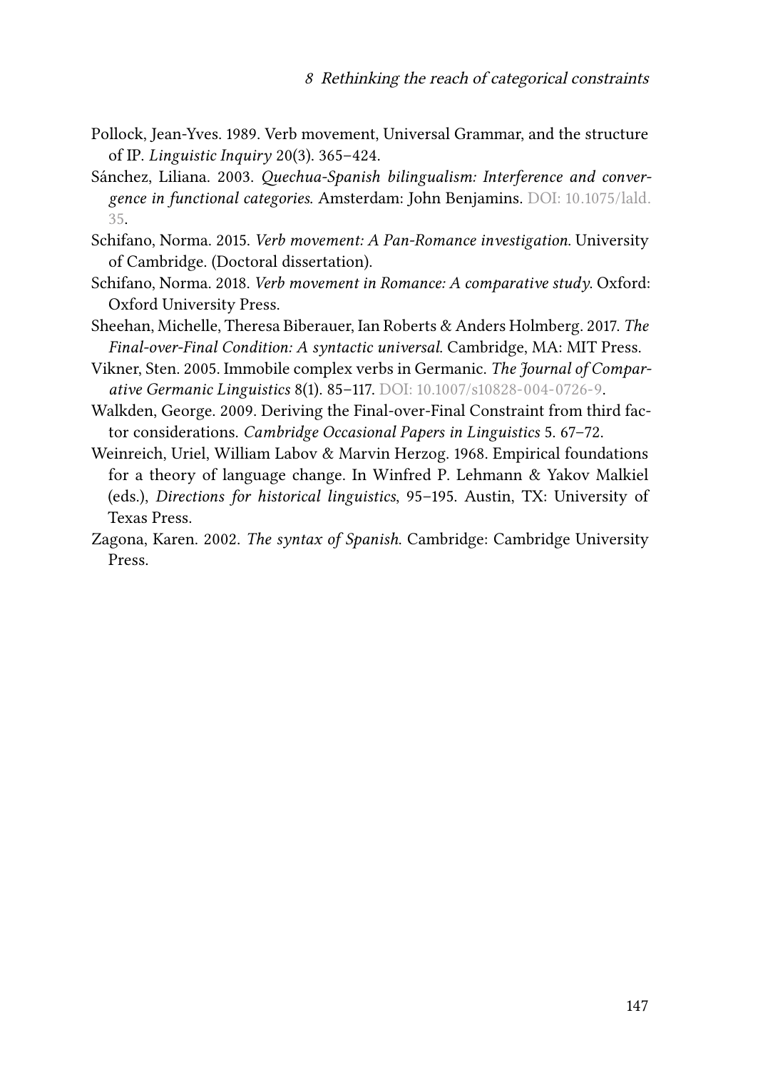Pollock, Jean-Yves. 1989. Verb movement, Universal Grammar, and the structure of IP. *Linguistic Inquiry* 20(3). 365–424.

Sánchez, Liliana. 2003. *Quechua-Spanish bilingualism: Interference and convergence in functional categories*. Amsterdam: John Benjamins. DOI: 10.1075/lald.35.

Schifano, Norma. 2015. *Verb movement: A Pan-Romance investigation*. University of Cambridge. (Doctoral dissertation).

Schifano, Norma. 2018. *Verb movement in Romance: A comparative study*. Oxford: Oxford University Press.

Sheehan, Michelle, Theresa Biberauer, Ian Roberts & Anders Holmberg. 2017. *The Final-over-Final Condition: A syntactic universal*. Cambridge, MA: MIT Press.

Vikner, Sten. 2005. Immobile complex verbs in Germanic. *The Journal of Comparative Germanic Linguistics* 8(1). 85–117. DOI: 10.1007/s10828-004-0726-9.

Walkden, George. 2009. Deriving the Final-over-Final Constraint from third factor considerations. *Cambridge Occasional Papers in Linguistics* 5. 67–72.

Weinreich, Uriel, William Labov & Marvin Herzog. 1968. Empirical foundations for a theory of language change. In Winfred P. Lehmann & Yakov Malkiel (eds.), *Directions for historical linguistics*, 95–195. Austin, TX: University of Texas Press.

Zagona, Karen. 2002. *The syntax of Spanish*. Cambridge: Cambridge University Press.